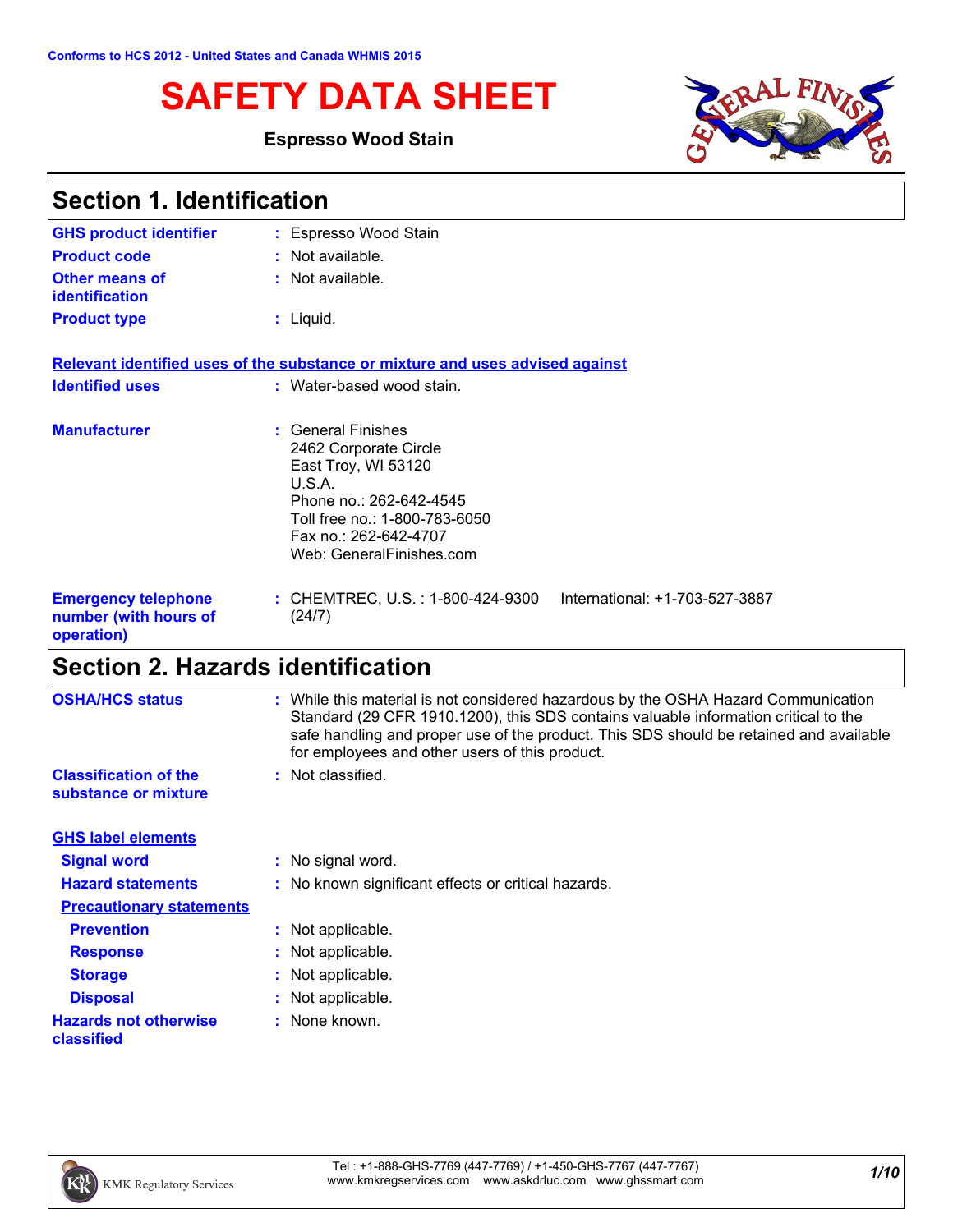Conforms to HCS 2012 - United States and Canada WHMIS 2015

# SAFETY DATA SHEET

**Espresso Wood Stain**

## Section 1. Identification

**GHS product identifier** : Espresso Wood Stain

**Product code** : Not available.

**Other means of identification** : Not available.

**Product type** : Liquid.

**Relevant identified uses of the substance or mixture and uses advised against**

**Identified uses** : Water-based wood stain.

**Manufacturer** : General Finishes
2462 Corporate Circle
East Troy, WI 53120
U.S.A.
Phone no.: 262-642-4545
Toll free no.: 1-800-783-6050
Fax no.: 262-642-4707
Web: GeneralFinishes.com

**Emergency telephone number (with hours of operation)** : CHEMTREC, U.S. : 1-800-424-9300 International: +1-703-527-3887 (24/7)

## Section 2. Hazards identification

**OSHA/HCS status** : While this material is not considered hazardous by the OSHA Hazard Communication Standard (29 CFR 1910.1200), this SDS contains valuable information critical to the safe handling and proper use of the product. This SDS should be retained and available for employees and other users of this product.

**Classification of the substance or mixture** : Not classified.

**GHS label elements**

**Signal word** : No signal word.

**Hazard statements** : No known significant effects or critical hazards.

**Precautionary statements**

**Prevention** : Not applicable.

**Response** : Not applicable.

**Storage** : Not applicable.

**Disposal** : Not applicable.

**Hazards not otherwise classified** : None known.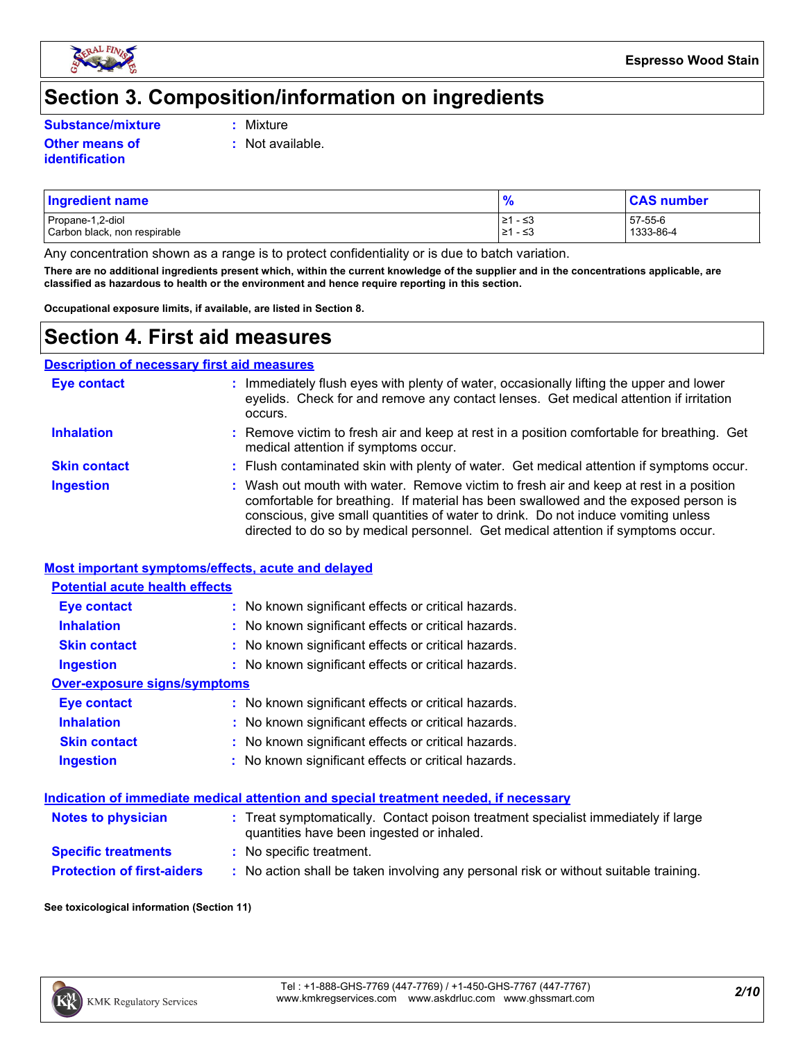# Section 3. Composition/information on ingredients

**Substance/mixture** : Mixture

**Other means of identification** : Not available.

| Ingredient name | % | CAS number |
|---|---|---|
| Propane-1,2-diol | ≥1 - ≤3 | 57-55-6 |
| Carbon black, non respirable | ≥1 - ≤3 | 1333-86-4 |

Any concentration shown as a range is to protect confidentiality or is due to batch variation.

**There are no additional ingredients present which, within the current knowledge of the supplier and in the concentrations applicable, are classified as hazardous to health or the environment and hence require reporting in this section.**

**Occupational exposure limits, if available, are listed in Section 8.**

# Section 4. First aid measures

## Description of necessary first aid measures

**Eye contact** : Immediately flush eyes with plenty of water, occasionally lifting the upper and lower eyelids. Check for and remove any contact lenses. Get medical attention if irritation occurs.

**Inhalation** : Remove victim to fresh air and keep at rest in a position comfortable for breathing. Get medical attention if symptoms occur.

**Skin contact** : Flush contaminated skin with plenty of water. Get medical attention if symptoms occur.

**Ingestion** : Wash out mouth with water. Remove victim to fresh air and keep at rest in a position comfortable for breathing. If material has been swallowed and the exposed person is conscious, give small quantities of water to drink. Do not induce vomiting unless directed to do so by medical personnel. Get medical attention if symptoms occur.

## Most important symptoms/effects, acute and delayed

### Potential acute health effects

**Eye contact** : No known significant effects or critical hazards.

**Inhalation** : No known significant effects or critical hazards.

**Skin contact** : No known significant effects or critical hazards.

**Ingestion** : No known significant effects or critical hazards.

### Over-exposure signs/symptoms

**Eye contact** : No known significant effects or critical hazards.

**Inhalation** : No known significant effects or critical hazards.

**Skin contact** : No known significant effects or critical hazards.

**Ingestion** : No known significant effects or critical hazards.

## Indication of immediate medical attention and special treatment needed, if necessary

**Notes to physician** : Treat symptomatically. Contact poison treatment specialist immediately if large quantities have been ingested or inhaled.

**Specific treatments** : No specific treatment.

**Protection of first-aiders** : No action shall be taken involving any personal risk or without suitable training.

**See toxicological information (Section 11)**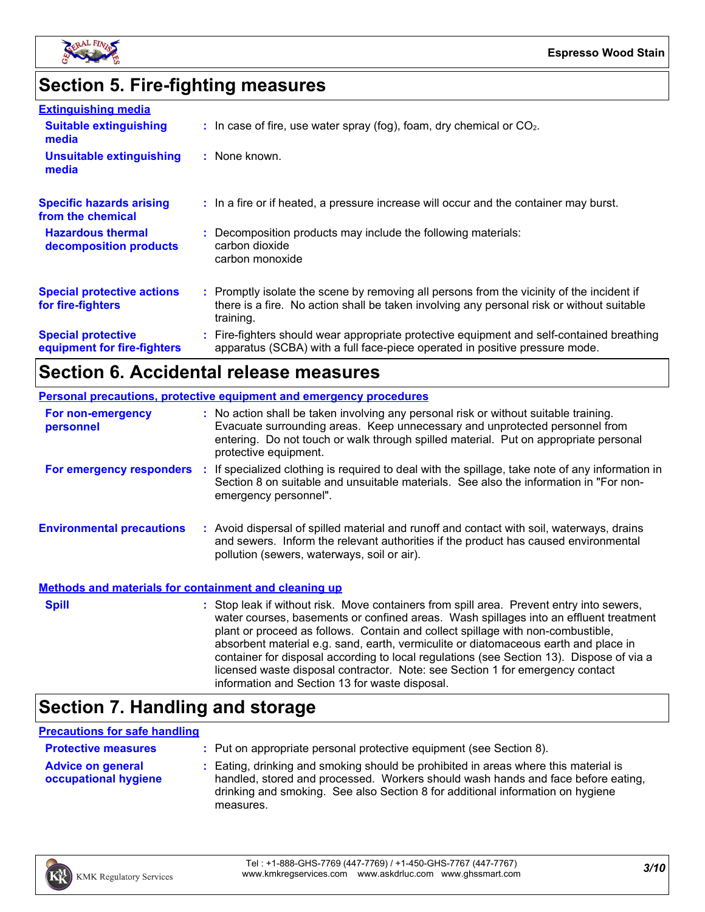## Section 5. Fire-fighting measures

### Extinguishing media

**Suitable extinguishing media** : In case of fire, use water spray (fog), foam, dry chemical or $CO_2$.

**Unsuitable extinguishing media** : None known.

**Specific hazards arising from the chemical** : In a fire or if heated, a pressure increase will occur and the container may burst.

**Hazardous thermal decomposition products** : Decomposition products may include the following materials:
carbon dioxide
carbon monoxide

**Special protective actions for fire-fighters** : Promptly isolate the scene by removing all persons from the vicinity of the incident if there is a fire. No action shall be taken involving any personal risk or without suitable training.

**Special protective equipment for fire-fighters** : Fire-fighters should wear appropriate protective equipment and self-contained breathing apparatus (SCBA) with a full face-piece operated in positive pressure mode.

## Section 6. Accidental release measures

### Personal precautions, protective equipment and emergency procedures

**For non-emergency personnel** : No action shall be taken involving any personal risk or without suitable training. Evacuate surrounding areas. Keep unnecessary and unprotected personnel from entering. Do not touch or walk through spilled material. Put on appropriate personal protective equipment.

**For emergency responders** : If specialized clothing is required to deal with the spillage, take note of any information in Section 8 on suitable and unsuitable materials. See also the information in "For non-emergency personnel".

**Environmental precautions** : Avoid dispersal of spilled material and runoff and contact with soil, waterways, drains and sewers. Inform the relevant authorities if the product has caused environmental pollution (sewers, waterways, soil or air).

### Methods and materials for containment and cleaning up

**Spill** : Stop leak if without risk. Move containers from spill area. Prevent entry into sewers, water courses, basements or confined areas. Wash spillages into an effluent treatment plant or proceed as follows. Contain and collect spillage with non-combustible, absorbent material e.g. sand, earth, vermiculite or diatomaceous earth and place in container for disposal according to local regulations (see Section 13). Dispose of via a licensed waste disposal contractor. Note: see Section 1 for emergency contact information and Section 13 for waste disposal.

## Section 7. Handling and storage

### Precautions for safe handling

**Protective measures** : Put on appropriate personal protective equipment (see Section 8).

**Advice on general occupational hygiene** : Eating, drinking and smoking should be prohibited in areas where this material is handled, stored and processed. Workers should wash hands and face before eating, drinking and smoking. See also Section 8 for additional information on hygiene measures.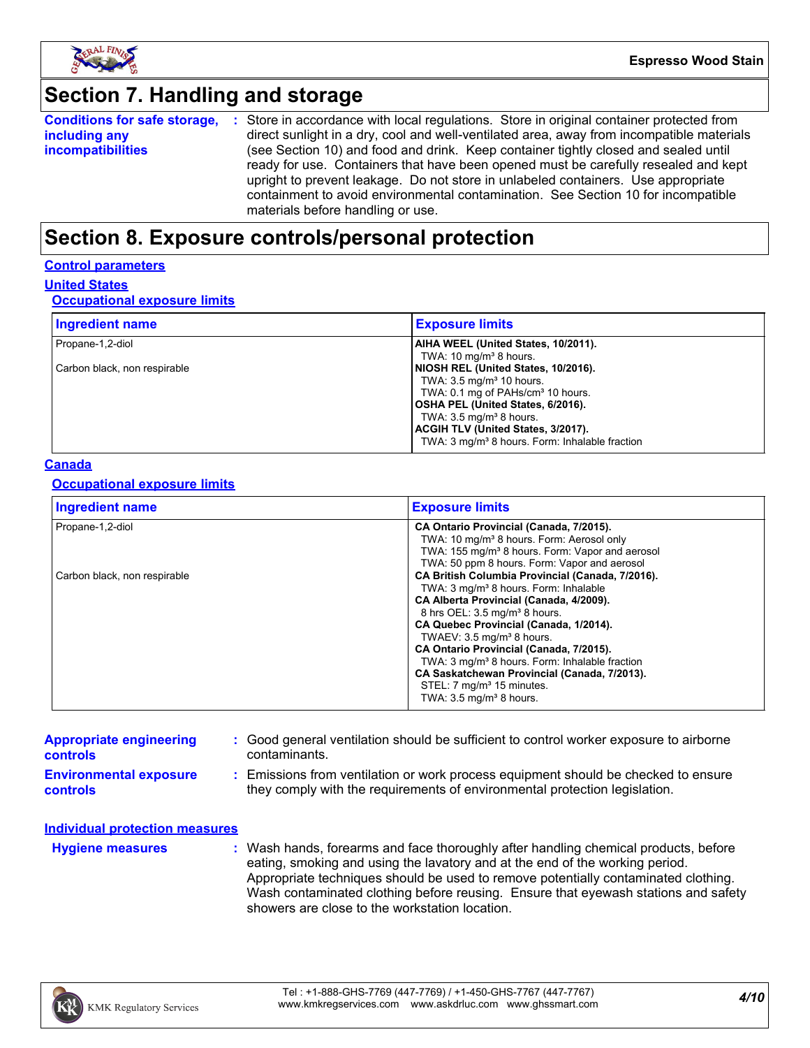## Section 7. Handling and storage

**Conditions for safe storage, including any incompatibilities** : Store in accordance with local regulations. Store in original container protected from direct sunlight in a dry, cool and well-ventilated area, away from incompatible materials (see Section 10) and food and drink. Keep container tightly closed and sealed until ready for use. Containers that have been opened must be carefully resealed and kept upright to prevent leakage. Do not store in unlabeled containers. Use appropriate containment to avoid environmental contamination. See Section 10 for incompatible materials before handling or use.

## Section 8. Exposure controls/personal protection

### Control parameters

#### United States

##### Occupational exposure limits

| Ingredient name | Exposure limits |
|---|---|
| Propane-1,2-diol | **AIHA WEEL (United States, 10/2011).**<br>TWA: 10 mg/m³ 8 hours. |
| Carbon black, non respirable | **NIOSH REL (United States, 10/2016).**<br>TWA: 3.5 mg/m³ 10 hours.<br>TWA: 0.1 mg of PAHs/cm³ 10 hours.<br>**OSHA PEL (United States, 6/2016).**<br>TWA: 3.5 mg/m³ 8 hours.<br>**ACGIH TLV (United States, 3/2017).**<br>TWA: 3 mg/m³ 8 hours. Form: Inhalable fraction |

#### Canada

##### Occupational exposure limits

| Ingredient name | Exposure limits |
|---|---|
| Propane-1,2-diol | **CA Ontario Provincial (Canada, 7/2015).**<br>TWA: 10 mg/m³ 8 hours. Form: Aerosol only<br>TWA: 155 mg/m³ 8 hours. Form: Vapor and aerosol<br>TWA: 50 ppm 8 hours. Form: Vapor and aerosol |
| Carbon black, non respirable | **CA British Columbia Provincial (Canada, 7/2016).**<br>TWA: 3 mg/m³ 8 hours. Form: Inhalable<br>**CA Alberta Provincial (Canada, 4/2009).**<br>8 hrs OEL: 3.5 mg/m³ 8 hours.<br>**CA Quebec Provincial (Canada, 1/2014).**<br>TWAEV: 3.5 mg/m³ 8 hours.<br>**CA Ontario Provincial (Canada, 7/2015).**<br>TWA: 3 mg/m³ 8 hours. Form: Inhalable fraction<br>**CA Saskatchewan Provincial (Canada, 7/2013).**<br>STEL: 7 mg/m³ 15 minutes.<br>TWA: 3.5 mg/m³ 8 hours. |

**Appropriate engineering controls** : Good general ventilation should be sufficient to control worker exposure to airborne contaminants.

**Environmental exposure controls** : Emissions from ventilation or work process equipment should be checked to ensure they comply with the requirements of environmental protection legislation.

### Individual protection measures

**Hygiene measures** : Wash hands, forearms and face thoroughly after handling chemical products, before eating, smoking and using the lavatory and at the end of the working period. Appropriate techniques should be used to remove potentially contaminated clothing. Wash contaminated clothing before reusing. Ensure that eyewash stations and safety showers are close to the workstation location.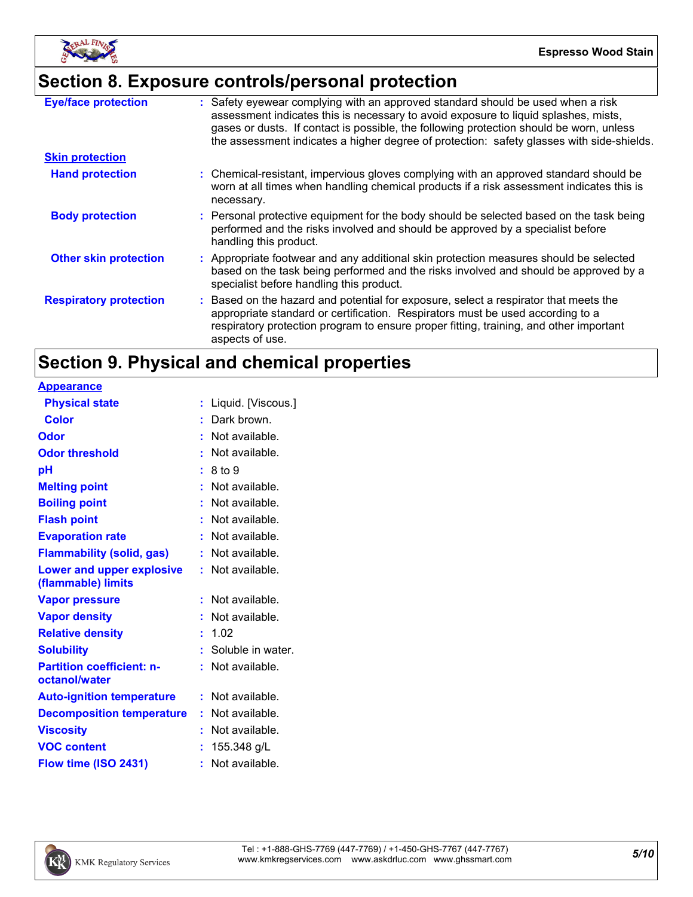## Section 8. Exposure controls/personal protection

| | |
|---|---|
| **Eye/face protection** | : Safety eyewear complying with an approved standard should be used when a risk assessment indicates this is necessary to avoid exposure to liquid splashes, mists, gases or dusts. If contact is possible, the following protection should be worn, unless the assessment indicates a higher degree of protection: safety glasses with side-shields. |
| **Skin protection** | |
| **Hand protection** | : Chemical-resistant, impervious gloves complying with an approved standard should be worn at all times when handling chemical products if a risk assessment indicates this is necessary. |
| **Body protection** | : Personal protective equipment for the body should be selected based on the task being performed and the risks involved and should be approved by a specialist before handling this product. |
| **Other skin protection** | : Appropriate footwear and any additional skin protection measures should be selected based on the task being performed and the risks involved and should be approved by a specialist before handling this product. |
| **Respiratory protection** | : Based on the hazard and potential for exposure, select a respirator that meets the appropriate standard or certification. Respirators must be used according to a respiratory protection program to ensure proper fitting, training, and other important aspects of use. |

## Section 9. Physical and chemical properties

| | |
|---|---|
| **Appearance** | |
| **Physical state** | : Liquid. [Viscous.] |
| **Color** | : Dark brown. |
| **Odor** | : Not available. |
| **Odor threshold** | : Not available. |
| **pH** | : 8 to 9 |
| **Melting point** | : Not available. |
| **Boiling point** | : Not available. |
| **Flash point** | : Not available. |
| **Evaporation rate** | : Not available. |
| **Flammability (solid, gas)** | : Not available. |
| **Lower and upper explosive (flammable) limits** | : Not available. |
| **Vapor pressure** | : Not available. |
| **Vapor density** | : Not available. |
| **Relative density** | : 1.02 |
| **Solubility** | : Soluble in water. |
| **Partition coefficient: n-octanol/water** | : Not available. |
| **Auto-ignition temperature** | : Not available. |
| **Decomposition temperature** | : Not available. |
| **Viscosity** | : Not available. |
| **VOC content** | : 155.348 g/L |
| **Flow time (ISO 2431)** | : Not available. |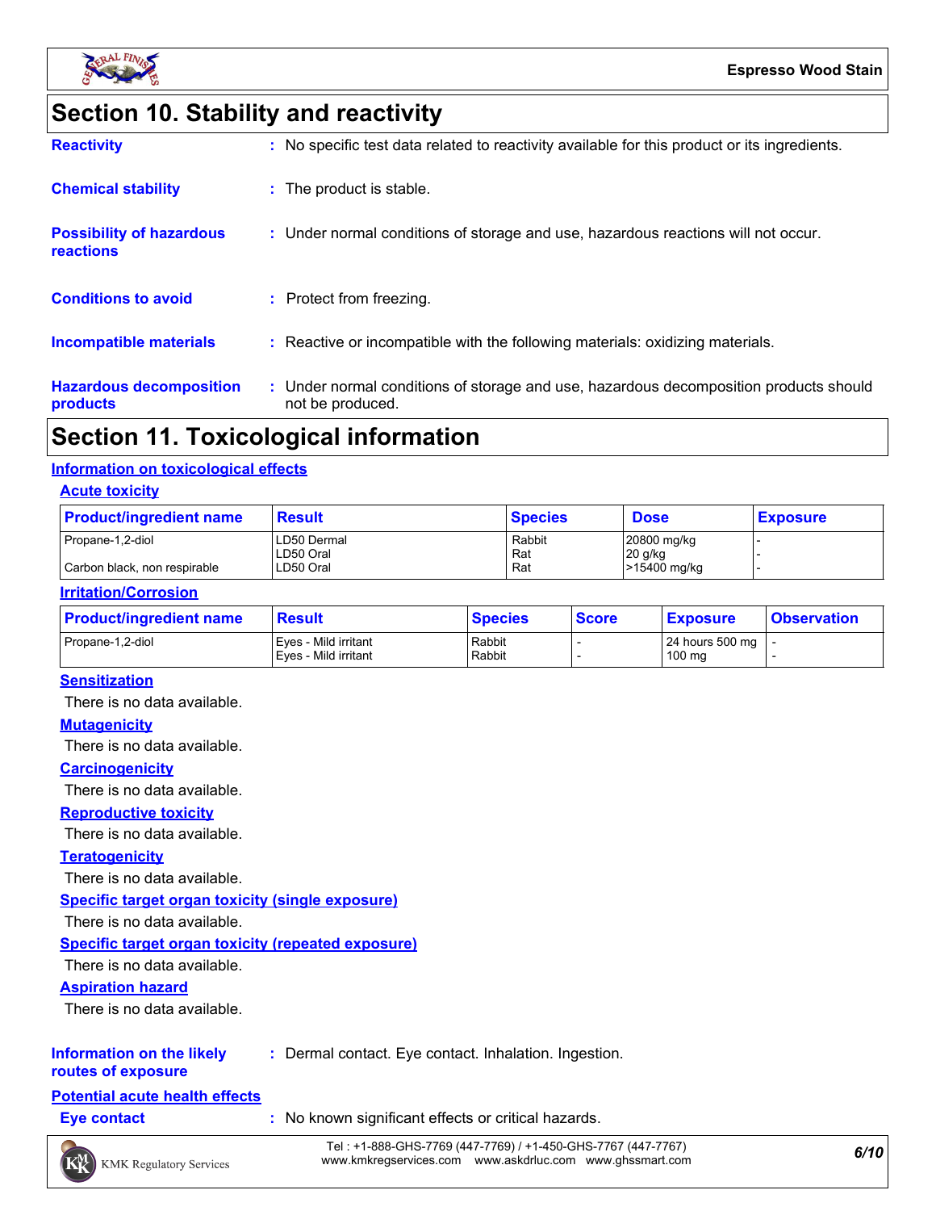# Section 10. Stability and reactivity

**Reactivity** : No specific test data related to reactivity available for this product or its ingredients.

**Chemical stability** : The product is stable.

**Possibility of hazardous reactions** : Under normal conditions of storage and use, hazardous reactions will not occur.

**Conditions to avoid** : Protect from freezing.

**Incompatible materials** : Reactive or incompatible with the following materials: oxidizing materials.

**Hazardous decomposition products** : Under normal conditions of storage and use, hazardous decomposition products should not be produced.

# Section 11. Toxicological information

## Information on toxicological effects

### Acute toxicity

| Product/ingredient name | Result | Species | Dose | Exposure |
|---|---|---|---|---|
| Propane-1,2-diol | LD50 Dermal | Rabbit | 20800 mg/kg | - |
| | LD50 Oral | Rat | 20 g/kg | - |
| Carbon black, non respirable | LD50 Oral | Rat | >15400 mg/kg | - |

### Irritation/Corrosion

| Product/ingredient name | Result | Species | Score | Exposure | Observation |
|---|---|---|---|---|---|
| Propane-1,2-diol | Eyes - Mild irritant | Rabbit | - | 24 hours 500 mg | - |
| | Eyes - Mild irritant | Rabbit | - | 100 mg | - |

### Sensitization

There is no data available.

### Mutagenicity

There is no data available.

### Carcinogenicity

There is no data available.

### Reproductive toxicity

There is no data available.

### Teratogenicity

There is no data available.

### Specific target organ toxicity (single exposure)

There is no data available.

### Specific target organ toxicity (repeated exposure)

There is no data available.

### Aspiration hazard

There is no data available.

**Information on the likely routes of exposure** : Dermal contact. Eye contact. Inhalation. Ingestion.

## Potential acute health effects

**Eye contact** : No known significant effects or critical hazards.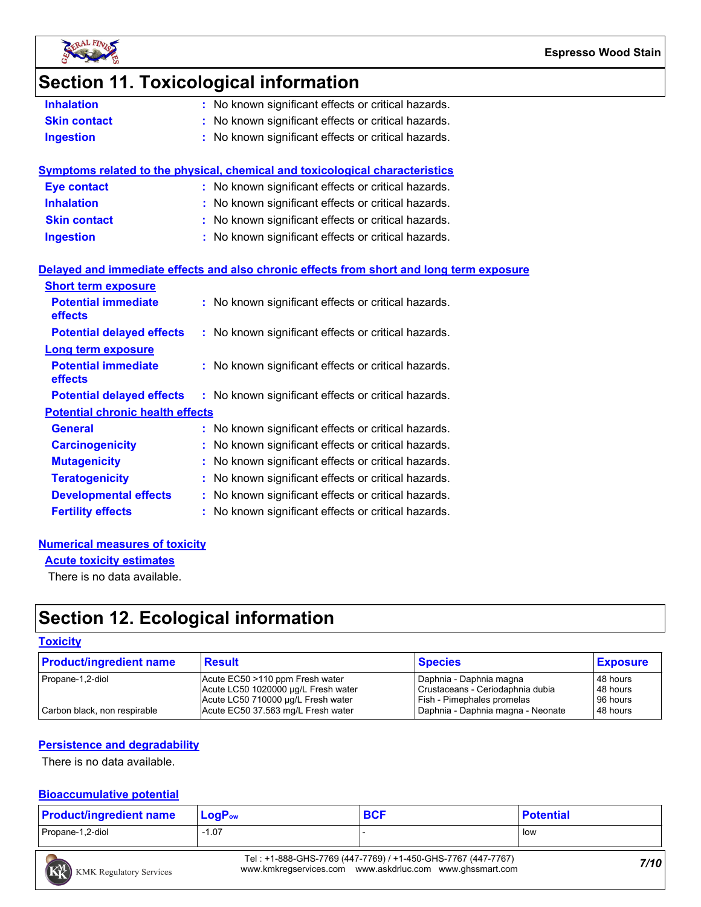# Section 11. Toxicological information

**Inhalation** : No known significant effects or critical hazards.
**Skin contact** : No known significant effects or critical hazards.
**Ingestion** : No known significant effects or critical hazards.

### Symptoms related to the physical, chemical and toxicological characteristics

**Eye contact** : No known significant effects or critical hazards.
**Inhalation** : No known significant effects or critical hazards.
**Skin contact** : No known significant effects or critical hazards.
**Ingestion** : No known significant effects or critical hazards.

### Delayed and immediate effects and also chronic effects from short and long term exposure

#### Short term exposure

**Potential immediate effects** : No known significant effects or critical hazards.
**Potential delayed effects** : No known significant effects or critical hazards.

#### Long term exposure

**Potential immediate effects** : No known significant effects or critical hazards.
**Potential delayed effects** : No known significant effects or critical hazards.

#### Potential chronic health effects

**General** : No known significant effects or critical hazards.
**Carcinogenicity** : No known significant effects or critical hazards.
**Mutagenicity** : No known significant effects or critical hazards.
**Teratogenicity** : No known significant effects or critical hazards.
**Developmental effects** : No known significant effects or critical hazards.
**Fertility effects** : No known significant effects or critical hazards.

### Numerical measures of toxicity

#### Acute toxicity estimates

There is no data available.

# Section 12. Ecological information

### Toxicity

| Product/ingredient name | Result | Species | Exposure |
|---|---|---|---|
| Propane-1,2-diol | Acute EC50 >110 ppm Fresh water | Daphnia - Daphnia magna | 48 hours |
| | Acute LC50 1020000 µg/L Fresh water | Crustaceans - Ceriodaphnia dubia | 48 hours |
| | Acute LC50 710000 µg/L Fresh water | Fish - Pimephales promelas | 96 hours |
| Carbon black, non respirable | Acute EC50 37.563 mg/L Fresh water | Daphnia - Daphnia magna - Neonate | 48 hours |

### Persistence and degradability

There is no data available.

### Bioaccumulative potential

| Product/ingredient name | $LogP_{ow}$ | BCF | Potential |
|---|---|---|---|
| Propane-1,2-diol | -1.07 | - | low |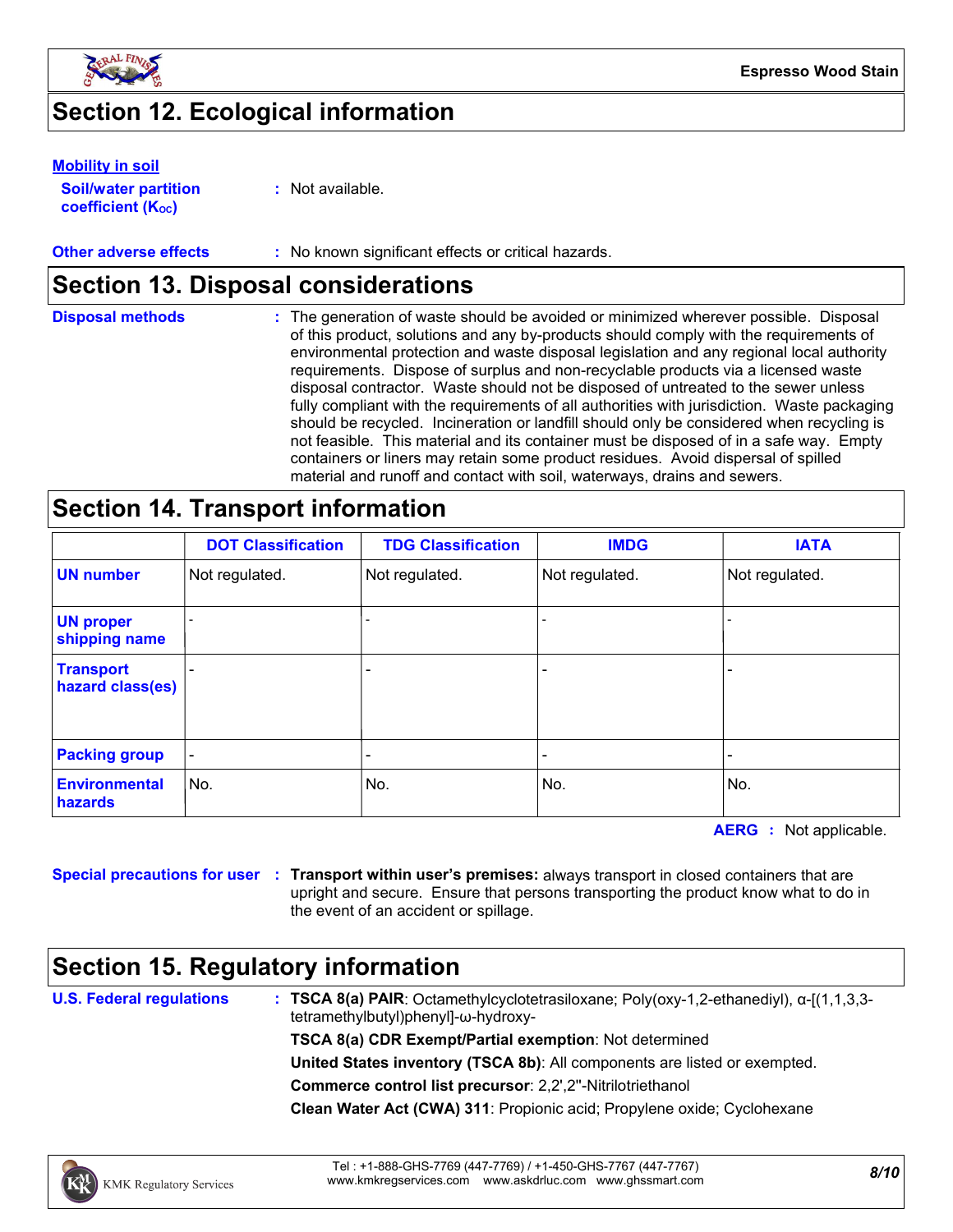## Section 12. Ecological information

**Mobility in soil**

**Soil/water partition coefficient ($K_{OC}$)** : Not available.

**Other adverse effects** : No known significant effects or critical hazards.

## Section 13. Disposal considerations

**Disposal methods** : The generation of waste should be avoided or minimized wherever possible. Disposal of this product, solutions and any by-products should comply with the requirements of environmental protection and waste disposal legislation and any regional local authority requirements. Dispose of surplus and non-recyclable products via a licensed waste disposal contractor. Waste should not be disposed of untreated to the sewer unless fully compliant with the requirements of all authorities with jurisdiction. Waste packaging should be recycled. Incineration or landfill should only be considered when recycling is not feasible. This material and its container must be disposed of in a safe way. Empty containers or liners may retain some product residues. Avoid dispersal of spilled material and runoff and contact with soil, waterways, drains and sewers.

## Section 14. Transport information

| | DOT Classification | TDG Classification | IMDG | IATA |
|---|---|---|---|---|
| UN number | Not regulated. | Not regulated. | Not regulated. | Not regulated. |
| UN proper shipping name | - | - | - | - |
| Transport hazard class(es) | - | - | - | - |
| Packing group | - | - | - | - |
| Environmental hazards | No. | No. | No. | No. |

**AERG** : Not applicable.

**Special precautions for user** : **Transport within user's premises:** always transport in closed containers that are upright and secure. Ensure that persons transporting the product know what to do in the event of an accident or spillage.

## Section 15. Regulatory information

**U.S. Federal regulations** : **TSCA 8(a) PAIR**: Octamethylcyclotetrasiloxane; Poly(oxy-1,2-ethanediyl), α-[(1,1,3,3-tetramethylbutyl)phenyl]-ω-hydroxy-

**TSCA 8(a) CDR Exempt/Partial exemption**: Not determined

**United States inventory (TSCA 8b)**: All components are listed or exempted.

**Commerce control list precursor**: 2,2',2''-Nitrilotriethanol

**Clean Water Act (CWA) 311**: Propionic acid; Propylene oxide; Cyclohexane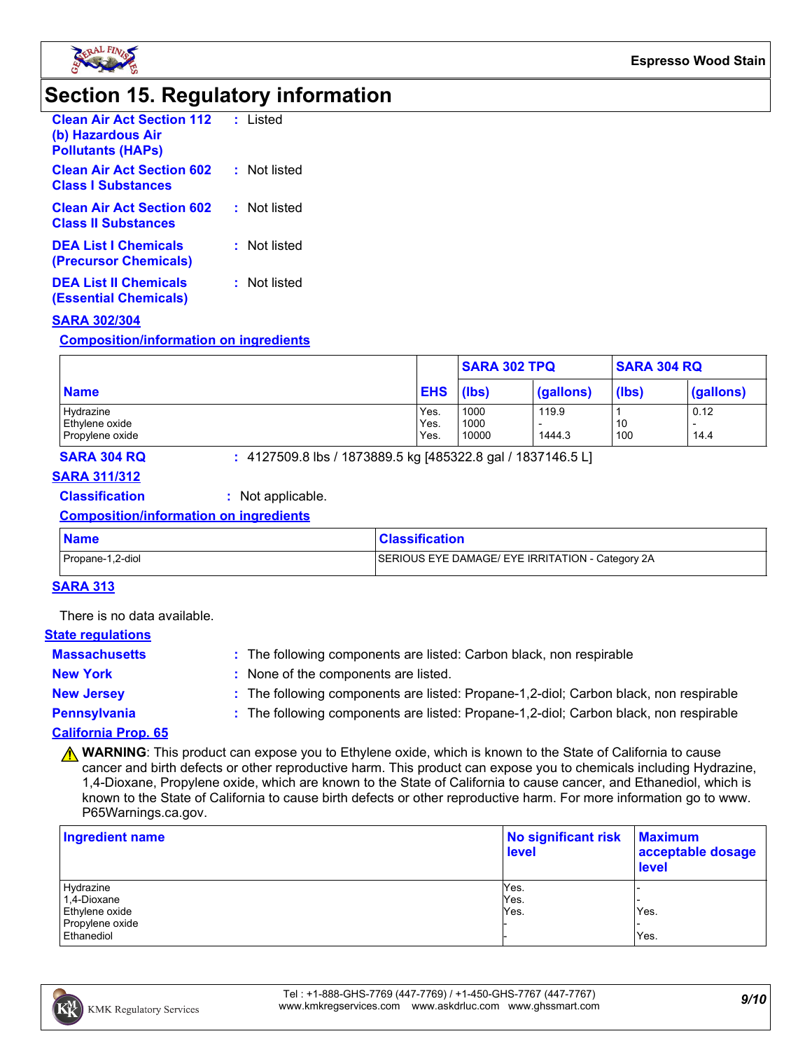# Section 15. Regulatory information

**Clean Air Act Section 112 (b) Hazardous Air Pollutants (HAPs)** : Listed

**Clean Air Act Section 602 Class I Substances** : Not listed

**Clean Air Act Section 602 Class II Substances** : Not listed

**DEA List I Chemicals (Precursor Chemicals)** : Not listed

**DEA List II Chemicals (Essential Chemicals)** : Not listed

## SARA 302/304

### Composition/information on ingredients

| Name | EHS | SARA 302 TPQ | | SARA 304 RQ | |
|---|---|---|---|---|---|
| | | (lbs) | (gallons) | (lbs) | (gallons) |
| Hydrazine | Yes. | 1000 | 119.9 | 1 | 0.12 |
| Ethylene oxide | Yes. | 1000 | - | 10 | - |
| Propylene oxide | Yes. | 10000 | 1444.3 | 100 | 14.4 |

**SARA 304 RQ** : 4127509.8 lbs / 1873889.5 kg [485322.8 gal / 1837146.5 L]

## SARA 311/312

**Classification** : Not applicable.

### Composition/information on ingredients

| Name | Classification |
|---|---|
| Propane-1,2-diol | SERIOUS EYE DAMAGE/ EYE IRRITATION - Category 2A |

## SARA 313

There is no data available.

## State regulations

**Massachusetts** : The following components are listed: Carbon black, non respirable

**New York** : None of the components are listed.

**New Jersey** : The following components are listed: Propane-1,2-diol; Carbon black, non respirable

**Pennsylvania** : The following components are listed: Propane-1,2-diol; Carbon black, non respirable

## California Prop. 65

⚠ **WARNING**: This product can expose you to Ethylene oxide, which is known to the State of California to cause cancer and birth defects or other reproductive harm. This product can expose you to chemicals including Hydrazine, 1,4-Dioxane, Propylene oxide, which are known to the State of California to cause cancer, and Ethanediol, which is known to the State of California to cause birth defects or other reproductive harm. For more information go to www.P65Warnings.ca.gov.

| Ingredient name | No significant risk level | Maximum acceptable dosage level |
|---|---|---|
| Hydrazine | Yes. | - |
| 1,4-Dioxane | Yes. | - |
| Ethylene oxide | Yes. | Yes. |
| Propylene oxide | - | - |
| Ethanediol | - | Yes. |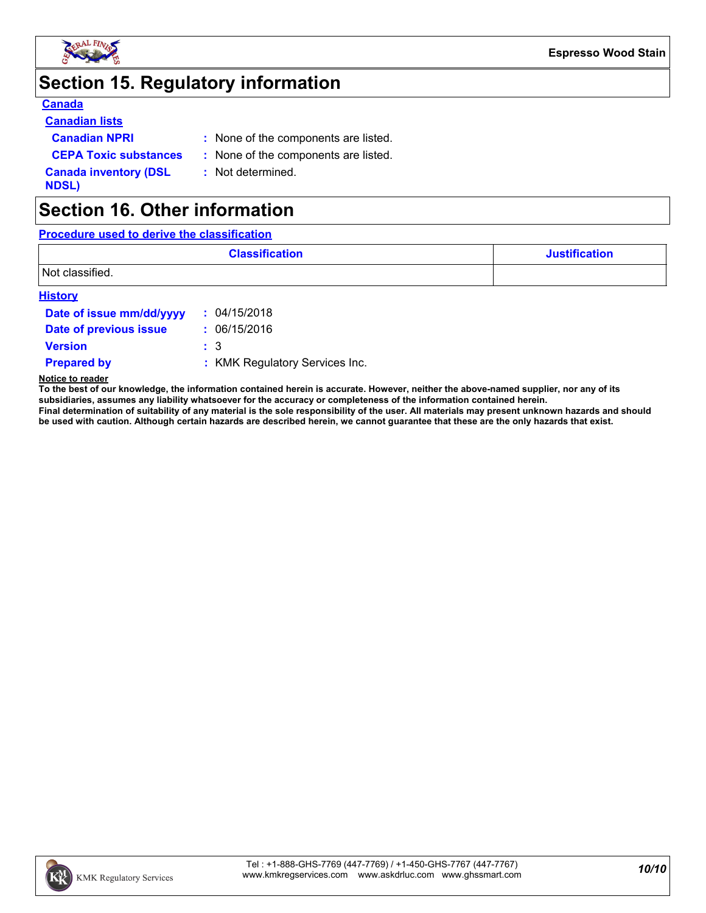# Section 15. Regulatory information

### Canada

**Canadian lists**

**Canadian NPRI** : None of the components are listed.

**CEPA Toxic substances** : None of the components are listed.

**Canada inventory (DSL NDSL)** : Not determined.

# Section 16. Other information

### Procedure used to derive the classification

| Classification | Justification |
|---|---|
| Not classified. | |

### History

**Date of issue mm/dd/yyyy** : 04/15/2018

**Date of previous issue** : 06/15/2016

**Version** : 3

**Prepared by** : KMK Regulatory Services Inc.

**Notice to reader**

**To the best of our knowledge, the information contained herein is accurate. However, neither the above-named supplier, nor any of its subsidiaries, assumes any liability whatsoever for the accuracy or completeness of the information contained herein.**
**Final determination of suitability of any material is the sole responsibility of the user. All materials may present unknown hazards and should be used with caution. Although certain hazards are described herein, we cannot guarantee that these are the only hazards that exist.**